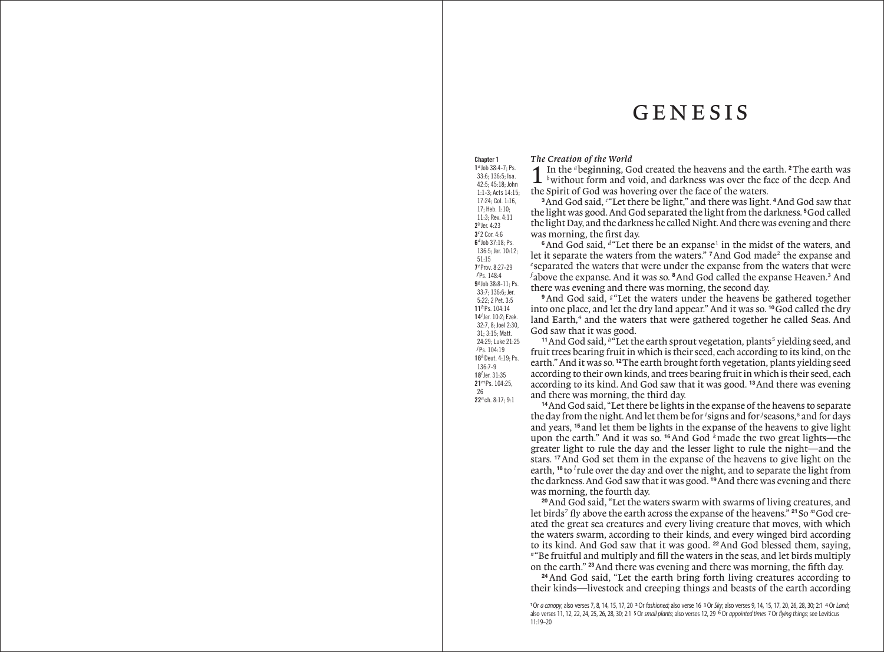# GENESIS

**Chapter 1**
1[a] Job 38:4–7; Ps. 33:6; 136:5; Isa. 42:5; 45:18; John 1:1–3; Acts 14:15; 17:24; Col. 1:16, 17; Heb. 1:10; 11:3; Rev. 4:11
2[b] Jer. 4:23
3[c] 2 Cor. 4:6
6[d] Job 37:18; Ps. 136:5; Jer. 10:12; 51:15
7[e] Prov. 8:27–29
[f] Ps. 148:4
9[g] Job 38:8–11; Ps. 33:7; 136:6; Jer. 5:22; 2 Pet. 3:5
11[h] Ps. 104:14
14[i] Jer. 10:2; Ezek. 32:7, 8; Joel 2:30, 31; 3:15; Matt. 24:29; Luke 21:25
[j] Ps. 104:19
16[k] Deut. 4:19; Ps. 136:7–9
18[l] Jer. 31:35
21[m] Ps. 104:25, 26
22[n] ch. 8:17; 9:1

### *The Creation of the World*

**1** In the [a]beginning, God created the heavens and the earth. **2** The earth was [b]without form and void, and darkness was over the face of the deep. And the Spirit of God was hovering over the face of the waters.

**3** And God said, [c]"Let there be light," and there was light. **4** And God saw that the light was good. And God separated the light from the darkness. **5** God called the light Day, and the darkness he called Night. And there was evening and there was morning, the first day.

**6** And God said, [d]"Let there be an expanse[1] in the midst of the waters, and let it separate the waters from the waters." **7** And God made[2] the expanse and [e]separated the waters that were under the expanse from the waters that were [f]above the expanse. And it was so. **8** And God called the expanse Heaven.[3] And there was evening and there was morning, the second day.

**9** And God said, [g]"Let the waters under the heavens be gathered together into one place, and let the dry land appear." And it was so. **10** God called the dry land Earth,[4] and the waters that were gathered together he called Seas. And God saw that it was good.

**11** And God said, [h]"Let the earth sprout vegetation, plants[5] yielding seed, and fruit trees bearing fruit in which is their seed, each according to its kind, on the earth." And it was so. **12** The earth brought forth vegetation, plants yielding seed according to their own kinds, and trees bearing fruit in which is their seed, each according to its kind. And God saw that it was good. **13** And there was evening and there was morning, the third day.

**14** And God said, "Let there be lights in the expanse of the heavens to separate the day from the night. And let them be for [i]signs and for [j]seasons,[6] and for days and years, **15** and let them be lights in the expanse of the heavens to give light upon the earth." And it was so. **16** And God [k]made the two great lights—the greater light to rule the day and the lesser light to rule the night—and the stars. **17** And God set them in the expanse of the heavens to give light on the earth, **18** to [l]rule over the day and over the night, and to separate the light from the darkness. And God saw that it was good. **19** And there was evening and there was morning, the fourth day.

**20** And God said, "Let the waters swarm with swarms of living creatures, and let birds[7] fly above the earth across the expanse of the heavens." **21** So [m]God created the great sea creatures and every living creature that moves, with which the waters swarm, according to their kinds, and every winged bird according to its kind. And God saw that it was good. **22** And God blessed them, saying, [n]"Be fruitful and multiply and fill the waters in the seas, and let birds multiply on the earth." **23** And there was evening and there was morning, the fifth day.

**24** And God said, "Let the earth bring forth living creatures according to their kinds—livestock and creeping things and beasts of the earth according

---

1 Or *a canopy*; also verses 7, 8, 14, 15, 17, 20 2 Or *fashioned*; also verse 16 3 Or *Sky*; also verses 9, 14, 15, 17, 20, 26, 28, 30; 2:1 4 Or *Land*; also verses 11, 12, 22, 24, 25, 26, 28, 30; 2:1 5 Or *small plants*; also verses 12, 29 6 Or *appointed times* 7 Or *flying things*; see Leviticus 11:19–20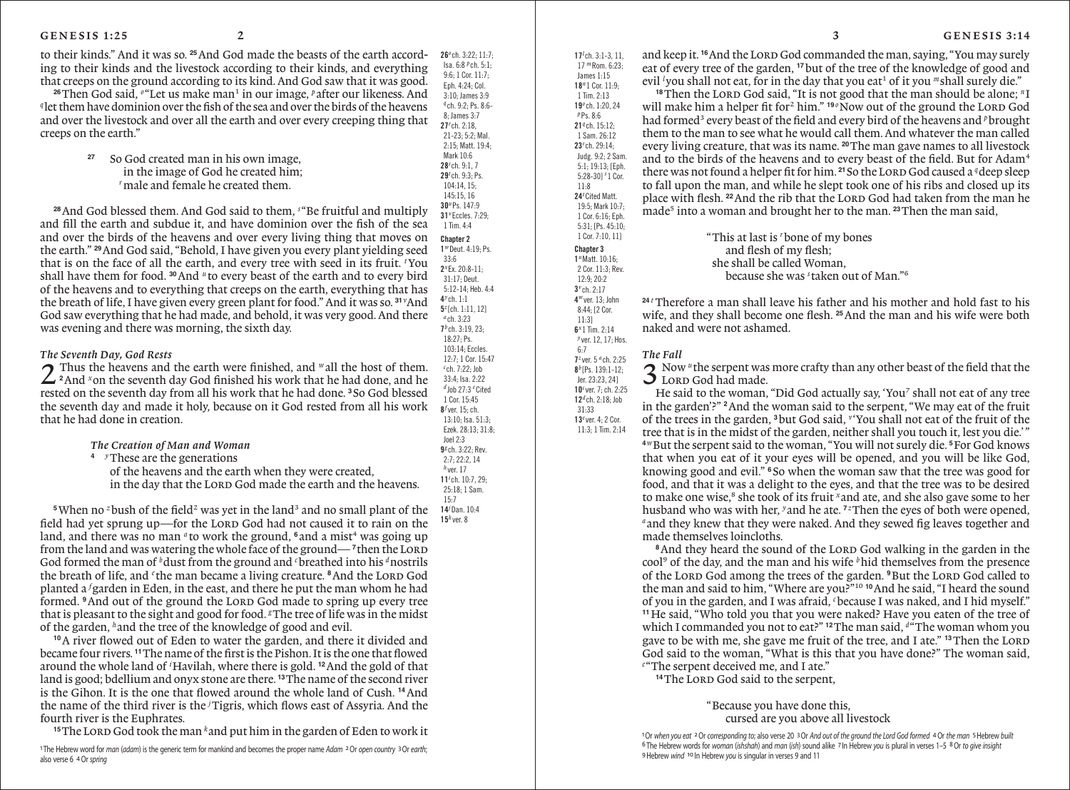to their kinds." And it was so. **25** And God made the beasts of the earth according to their kinds and the livestock according to their kinds, and everything that creeps on the ground according to its kind. And God saw that it was good.

**26** Then God said, [o]"Let us make man[1] in our image, [p]after our likeness. And [q]let them have dominion over the fish of the sea and over the birds of the heavens and over the livestock and over all the earth and over every creeping thing that creeps on the earth."

> **27** So God created man in his own image,
> in the image of God he created him;
> [r]male and female he created them.

**28** And God blessed them. And God said to them, [s]"Be fruitful and multiply and fill the earth and subdue it, and have dominion over the fish of the sea and over the birds of the heavens and over every living thing that moves on the earth." **29** And God said, "Behold, I have given you every plant yielding seed that is on the face of all the earth, and every tree with seed in its fruit. [t]You shall have them for food. **30** And [u]to every beast of the earth and to every bird of the heavens and to everything that creeps on the earth, everything that has the breath of life, I have given every green plant for food." And it was so. **31** [v]And God saw everything that he had made, and behold, it was very good. And there was evening and there was morning, the sixth day.

### *The Seventh Day, God Rests*

**2** Thus the heavens and the earth were finished, and [w]all the host of them. **2** And [x]on the seventh day God finished his work that he had done, and he rested on the seventh day from all his work that he had done. **3** So God blessed the seventh day and made it holy, because on it God rested from all his work that he had done in creation.

### *The Creation of Man and Woman*

> **4** [y]These are the generations
> of the heavens and the earth when they were created,
> in the day that the LORD God made the earth and the heavens.

**5** When no [z]bush of the field[2] was yet in the land[3] and no small plant of the field had yet sprung up—for the LORD God had not caused it to rain on the land, and there was no man [a]to work the ground, **6** and a mist[4] was going up from the land and was watering the whole face of the ground— **7** then the LORD God formed the man of [b]dust from the ground and [c]breathed into his [d]nostrils the breath of life, and [e]the man became a living creature. **8** And the LORD God planted a [f]garden in Eden, in the east, and there he put the man whom he had formed. **9** And out of the ground the LORD God made to spring up every tree that is pleasant to the sight and good for food. [g]The tree of life was in the midst of the garden, [h]and the tree of the knowledge of good and evil.

**10** A river flowed out of Eden to water the garden, and there it divided and became four rivers. **11** The name of the first is the Pishon. It is the one that flowed around the whole land of [i]Havilah, where there is gold. **12** And the gold of that land is good; bdellium and onyx stone are there. **13** The name of the second river is the Gihon. It is the one that flowed around the whole land of Cush. **14** And the name of the third river is the [j]Tigris, which flows east of Assyria. And the fourth river is the Euphrates.

**15** The LORD God took the man [k]and put him in the garden of Eden to work it and keep it. **16** And the LORD God commanded the man, saying, "You may surely eat of every tree of the garden, **17** but of the tree of the knowledge of good and evil [l]you shall not eat, for in the day that you eat[1] of it you [m]shall surely die."

**18** Then the LORD God said, "It is not good that the man should be alone; [n]I will make him a helper fit for[2] him." **19** [o]Now out of the ground the LORD God had formed[3] every beast of the field and every bird of the heavens and [p]brought them to the man to see what he would call them. And whatever the man called every living creature, that was its name. **20** The man gave names to all livestock and to the birds of the heavens and to every beast of the field. But for Adam[4] there was not found a helper fit for him. **21** So the LORD God caused a [q]deep sleep to fall upon the man, and while he slept took one of his ribs and closed up its place with flesh. **22** And the rib that the LORD God had taken from the man he made[5] into a woman and brought her to the man. **23** Then the man said,

> "This at last is [r]bone of my bones
> and flesh of my flesh;
> she shall be called Woman,
> because she was [s]taken out of Man."[6]

**24** [t]Therefore a man shall leave his father and his mother and hold fast to his wife, and they shall become one flesh. **25** And the man and his wife were both naked and were not ashamed.

### *The Fall*

**3** Now [u]the serpent was more crafty than any other beast of the field that the LORD God had made.

He said to the woman, "Did God actually say, 'You[7] shall not eat of any tree in the garden'?" **2** And the woman said to the serpent, "We may eat of the fruit of the trees in the garden, **3** but God said, [v]'You shall not eat of the fruit of the tree that is in the midst of the garden, neither shall you touch it, lest you die.'" **4** [w]But the serpent said to the woman, "You will not surely die. **5** For God knows that when you eat of it your eyes will be opened, and you will be like God, knowing good and evil." **6** So when the woman saw that the tree was good for food, and that it was a delight to the eyes, and that the tree was to be desired to make one wise,[8] she took of its fruit [x]and ate, and she also gave some to her husband who was with her, [y]and he ate. **7** [z]Then the eyes of both were opened, [a]and they knew that they were naked. And they sewed fig leaves together and made themselves loincloths.

**8** And they heard the sound of the LORD God walking in the garden in the cool[9] of the day, and the man and his wife [b]hid themselves from the presence of the LORD God among the trees of the garden. **9** But the LORD God called to the man and said to him, "Where are you?"[10] **10** And he said, "I heard the sound of you in the garden, and I was afraid, [c]because I was naked, and I hid myself." **11** He said, "Who told you that you were naked? Have you eaten of the tree of which I commanded you not to eat?" **12** The man said, [d]"The woman whom you gave to be with me, she gave me fruit of the tree, and I ate." **13** Then the LORD God said to the woman, "What is this that you have done?" The woman said, [e]"The serpent deceived me, and I ate."

**14** The LORD God said to the serpent,

> "Because you have done this,
> cursed are you above all livestock

---

**Cross references (Genesis 1:26–2:15):** 26 [o]ch. 3:22; 11:7; Isa. 6:8 [p]ch. 5:1; 9:6; 1 Cor. 11:7; Eph. 4:24; Col. 3:10; James 3:9 [q]ch. 9:2; Ps. 8:6-8; James 3:7 27 [r]ch. 2:18, 21-23; 5:2; Mal. 2:15; Matt. 19:4; Mark 10:6 28 [s]ch. 9:1, 7 29 [t]ch. 9:3; Ps. 104:14, 15; 145:15, 16 30 [u]Ps. 147:9 31 [v]Eccles. 7:29; 1 Tim. 4:4

**Chapter 2:** 1 [w]Deut. 4:19; Ps. 33:6 2 [x]Ex. 20:8-11; 31:17; Deut. 5:12-14; Heb. 4:4 4 [y]ch. 1:1 5 [z][ch. 1:11, 12] [a]ch. 3:23 7 [b]ch. 3:19, 23; 18:27; Ps. 103:14; Eccles. 12:7; 1 Cor. 15:47 [c]ch. 7:22; Job 33:4; Isa. 2:22 [d]Job 27:3 [e]Cited 1 Cor. 15:45 8 [f]ver. 15; ch. 13:10; Isa. 51:3; Ezek. 28:13; 31:8; Joel 2:3 9 [g]ch. 3:22; Rev. 2:7; 22:2, 14 [h]ver. 17 11 [i]ch. 10:7, 29; 25:18; 1 Sam. 15:7 14 [j]Dan. 10:4 15 [k]ver. 8

**Cross references (Genesis 2:17–3:13):** 17 [l]ch. 3:1-3, 11, 17 [m]Rom. 6:23; James 1:15 18 [n]1 Cor. 11:9; 1 Tim. 2:13 19 [o]ch. 1:20, 24 [p]Ps. 8:6 21 [q]ch. 15:12; 1 Sam. 26:12 23 [r]ch. 29:14; Judg. 9:2; 2 Sam. 5:1; 19:13; [Eph. 5:28-30] [s]1 Cor. 11:8 24 [t]Cited Matt. 19:5; Mark 10:7; 1 Cor. 6:16; Eph. 5:31; [Ps. 45:10; 1 Cor. 7:10, 11]

**Chapter 3:** 1 [u]Matt. 10:16; 2 Cor. 11:3; Rev. 12:9; 20:2 3 [v]ch. 2:17 4 [w]ver. 13; John 8:44; [2 Cor. 11:3] 6 [x]1 Tim. 2:14 [y]ver. 12, 17; Hos. 6:7 7 [z]ver. 5 [a]ch. 2:25 8 [b][Ps. 139:1-12; Jer. 23:23, 24] 10 [c]ver. 7; ch. 2:25 12 [d]ch. 2:18; Job 31:33 13 [e]ver. 4; 2 Cor. 11:3; 1 Tim. 2:14

---

[1] The Hebrew word for *man* (*adam*) is the generic term for mankind and becomes the proper name *Adam* [2] Or *open country* [3] Or *earth*; also verse 6 [4] Or *spring*

[1] Or *when you eat* [2] Or *corresponding to*; also verse 20 [3] Or *And out of the ground the Lord God formed* [4] Or *the man* [5] Hebrew *built* [6] The Hebrew words for *woman* (*ishshah*) and *man* (*ish*) sound alike [7] In Hebrew *you* is plural in verses 1–5 [8] Or *to give insight* [9] Hebrew *wind* [10] In Hebrew *you* is singular in verses 9 and 11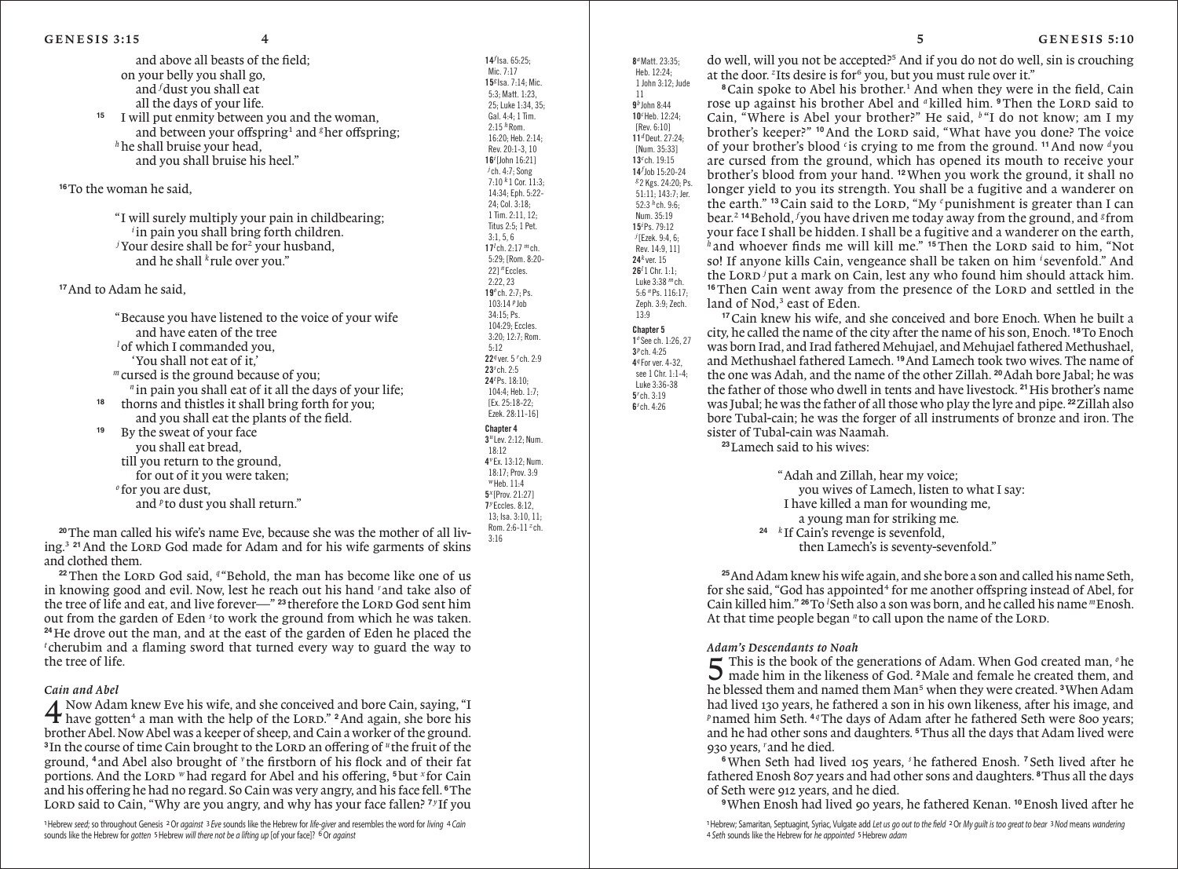and above all beasts of the field;
on your belly you shall go,
and [f]dust you shall eat
all the days of your life.

15 I will put enmity between you and the woman,
and between your offspring[1] and [g]her offspring;
[h]he shall bruise your head,
and you shall bruise his heel."

16 To the woman he said,

"I will surely multiply your pain in childbearing;
[i]in pain you shall bring forth children.
[j]Your desire shall be for[2] your husband,
and he shall [k]rule over you."

17 And to Adam he said,

"Because you have listened to the voice of your wife
and have eaten of the tree
[l]of which I commanded you,
'You shall not eat of it,'
[m]cursed is the ground because of you;
[n]in pain you shall eat of it all the days of your life;

18 thorns and thistles it shall bring forth for you;
and you shall eat the plants of the field.

19 By the sweat of your face
you shall eat bread,
till you return to the ground,
for out of it you were taken;
[o]for you are dust,
and [p]to dust you shall return."

20 The man called his wife's name Eve, because she was the mother of all living.[3] 21 And the LORD God made for Adam and for his wife garments of skins and clothed them.

22 Then the LORD God said, [q]"Behold, the man has become like one of us in knowing good and evil. Now, lest he reach out his hand [r]and take also of the tree of life and eat, and live forever—" 23 therefore the LORD God sent him out from the garden of Eden [s]to work the ground from which he was taken. 24 He drove out the man, and at the east of the garden of Eden he placed the [t]cherubim and a flaming sword that turned every way to guard the way to the tree of life.

### Cain and Abel

4 Now Adam knew Eve his wife, and she conceived and bore Cain, saying, "I have gotten[4] a man with the help of the LORD." 2 And again, she bore his brother Abel. Now Abel was a keeper of sheep, and Cain a worker of the ground. 3 In the course of time Cain brought to the LORD an offering of [u]the fruit of the ground, 4 and Abel also brought of [v]the firstborn of his flock and of their fat portions. And the LORD [w]had regard for Abel and his offering, 5 but [x]for Cain and his offering he had no regard. So Cain was very angry, and his face fell. 6 The LORD said to Cain, "Why are you angry, and why has your face fallen? 7 [y]If you do well, will you not be accepted?[5] And if you do not do well, sin is crouching at the door. [z]Its desire is for[6] you, but you must rule over it."

8 Cain spoke to Abel his brother.[1] And when they were in the field, Cain rose up against his brother Abel and [a]killed him. 9 Then the LORD said to Cain, "Where is Abel your brother?" He said, [b]"I do not know; am I my brother's keeper?" 10 And the LORD said, "What have you done? The voice of your brother's blood [c]is crying to me from the ground. 11 And now [d]you are cursed from the ground, which has opened its mouth to receive your brother's blood from your hand. 12 When you work the ground, it shall no longer yield to you its strength. You shall be a fugitive and a wanderer on the earth." 13 Cain said to the LORD, "My [e]punishment is greater than I can bear.[2] 14 Behold, [f]you have driven me today away from the ground, and [g]from your face I shall be hidden. I shall be a fugitive and a wanderer on the earth, [h]and whoever finds me will kill me." 15 Then the LORD said to him, "Not so! If anyone kills Cain, vengeance shall be taken on him [i]sevenfold." And the LORD [j]put a mark on Cain, lest any who found him should attack him. 16 Then Cain went away from the presence of the LORD and settled in the land of Nod,[3] east of Eden.

17 Cain knew his wife, and she conceived and bore Enoch. When he built a city, he called the name of the city after the name of his son, Enoch. 18 To Enoch was born Irad, and Irad fathered Mehujael, and Mehujael fathered Methushael, and Methushael fathered Lamech. 19 And Lamech took two wives. The name of the one was Adah, and the name of the other Zillah. 20 Adah bore Jabal; he was the father of those who dwell in tents and have livestock. 21 His brother's name was Jubal; he was the father of all those who play the lyre and pipe. 22 Zillah also bore Tubal-cain; he was the forger of all instruments of bronze and iron. The sister of Tubal-cain was Naamah.

23 Lamech said to his wives:

"Adah and Zillah, hear my voice;
you wives of Lamech, listen to what I say:
I have killed a man for wounding me,
a young man for striking me.

24 [k]If Cain's revenge is sevenfold,
then Lamech's is seventy-sevenfold."

25 And Adam knew his wife again, and she bore a son and called his name Seth, for she said, "God has appointed[4] for me another offspring instead of Abel, for Cain killed him." 26 To [l]Seth also a son was born, and he called his name [m]Enosh. At that time people began [n]to call upon the name of the LORD.

### Adam's Descendants to Noah

5 This is the book of the generations of Adam. When God created man, [o]he made him in the likeness of God. 2 Male and female he created them, and he blessed them and named them Man[5] when they were created. 3 When Adam had lived 130 years, he fathered a son in his own likeness, after his image, and [p]named him Seth. 4 [q]The days of Adam after he fathered Seth were 800 years; and he had other sons and daughters. 5 Thus all the days that Adam lived were 930 years, [r]and he died.

6 When Seth had lived 105 years, [s]he fathered Enosh. 7 Seth lived after he fathered Enosh 807 years and had other sons and daughters. 8 Thus all the days of Seth were 912 years, and he died.

9 When Enosh had lived 90 years, he fathered Kenan. 10 Enosh lived after he

---

14 [f]Isa. 65:25; Mic. 7:17
15 [g]Isa. 7:14; Mic. 5:3; Matt. 1:23, 25; Luke 1:34, 35; Gal. 4:4; 1 Tim. 2:15 [h]Rom. 16:20; Heb. 2:14; Rev. 20:1-3, 10
16 [i][John 16:21] [j]ch. 4:7; Song 7:10 [k]1 Cor. 11:3; 14:34; Eph. 5:22-24; Col. 3:18; 1 Tim. 2:11, 12; Titus 2:5; 1 Pet. 3:1, 5, 6
17 [l]ch. 2:17 [m]ch. 5:29; [Rom. 8:20-22] [n]Eccles. 2:22, 23
19 [o]ch. 2:7; Ps. 103:14 [p]Job 34:15; Ps. 104:29; Eccles. 3:20; 12:7; Rom. 5:12
22 [q]ver. 5 [r]ch. 2:9
23 [s]ch. 2:5
24 [t]Ps. 18:10; 104:4; Heb. 1:7; [Ex. 25:18-22; Ezek. 28:11-16]

**Chapter 4**
3 [u]Lev. 2:12; Num. 18:12
4 [v]Ex. 13:12; Num. 18:17; Prov. 3:9 [w]Heb. 11:4
5 [x][Prov. 21:27]
7 [y]Eccles. 8:12, 13; Isa. 3:10, 11; Rom. 2:6-11 [z]ch. 3:16
8 [a]Matt. 23:35; Heb. 12:24; 1 John 3:12; Jude 11
9 [b]John 8:44
10 [c]Heb. 12:24; [Rev. 6:10]
11 [d]Deut. 27:24; [Num. 35:33]
13 [e]ch. 19:15
14 [f]Job 15:20-24 [g]2 Kgs. 24:20; Ps. 51:11; 143:7; Jer. 52:3 [h]ch. 9:6; Num. 35:19
15 [i]Ps. 79:12 [j][Ezek. 9:4, 6; Rev. 14:9, 11]
24 [k]ver. 15
26 [l]1 Chr. 1:1; Luke 3:38 [m]ch. 5:6 [n]Ps. 116:17; Zeph. 3:9; Zech. 13:9

**Chapter 5**
1 [o]See ch. 1:26, 27
3 [p]ch. 4:25
4 [q]For ver. 4-32, see 1 Chr. 1:1-4; Luke 3:36-38
5 [r]ch. 3:19
6 [s]ch. 4:26

---

[1] Hebrew *seed*; so throughout Genesis [2] Or *against* [3] *Eve* sounds like the Hebrew for *life-giver* and resembles the word for *living* [4] *Cain* sounds like the Hebrew for *gotten* [5] Hebrew *will there not be a lifting up* [of your face]? [6] Or *against*

[1] Hebrew; Samaritan, Septuagint, Syriac, Vulgate add *Let us go out to the field* [2] Or *My guilt is too great to bear* [3] *Nod* means *wandering* [4] *Seth* sounds like the Hebrew for *he appointed* [5] Hebrew *adam*